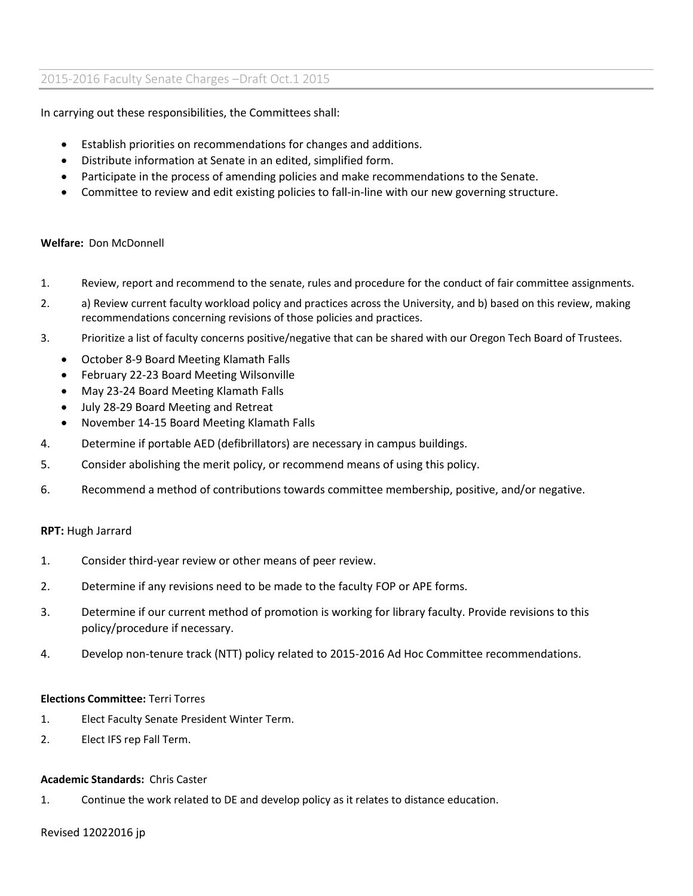# 2015-2016 Faculty Senate Charges –Draft Oct.1 2015

In carrying out these responsibilities, the Committees shall:

- Establish priorities on recommendations for changes and additions.
- Distribute information at Senate in an edited, simplified form.
- Participate in the process of amending policies and make recommendations to the Senate.
- Committee to review and edit existing policies to fall-in-line with our new governing structure.

**Welfare:** Don McDonnell

1. Review, report and recommend to the senate, rules and procedure for the conduct of fair committee assignments.
2. a) Review current faculty workload policy and practices across the University, and b) based on this review, making recommendations concerning revisions of those policies and practices.
3. Prioritize a list of faculty concerns positive/negative that can be shared with our Oregon Tech Board of Trustees.
   - October 8-9 Board Meeting Klamath Falls
   - February 22-23 Board Meeting Wilsonville
   - May 23-24 Board Meeting Klamath Falls
   - July 28-29 Board Meeting and Retreat
   - November 14-15 Board Meeting Klamath Falls
4. Determine if portable AED (defibrillators) are necessary in campus buildings.
5. Consider abolishing the merit policy, or recommend means of using this policy.
6. Recommend a method of contributions towards committee membership, positive, and/or negative.

**RPT:** Hugh Jarrard

1. Consider third-year review or other means of peer review.
2. Determine if any revisions need to be made to the faculty FOP or APE forms.
3. Determine if our current method of promotion is working for library faculty. Provide revisions to this policy/procedure if necessary.
4. Develop non-tenure track (NTT) policy related to 2015-2016 Ad Hoc Committee recommendations.

**Elections Committee:** Terri Torres

1. Elect Faculty Senate President Winter Term.
2. Elect IFS rep Fall Term.

**Academic Standards:** Chris Caster

1. Continue the work related to DE and develop policy as it relates to distance education.

Revised 12022016 jp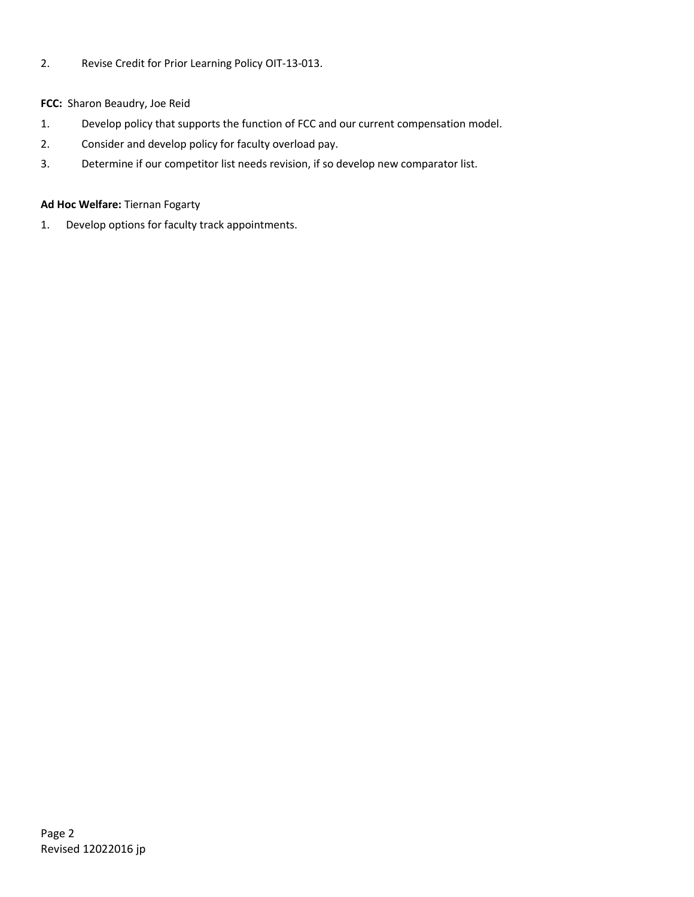2. Revise Credit for Prior Learning Policy OIT-13-013.

**FCC:** Sharon Beaudry, Joe Reid

1. Develop policy that supports the function of FCC and our current compensation model.
2. Consider and develop policy for faculty overload pay.
3. Determine if our competitor list needs revision, if so develop new comparator list.

**Ad Hoc Welfare:** Tiernan Fogarty

1. Develop options for faculty track appointments.

Revised 12022016 jp